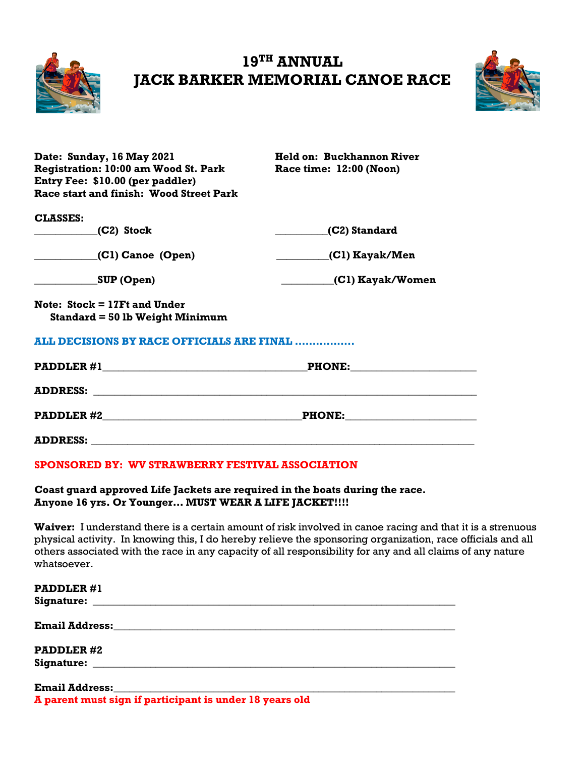# 19TH ANNUAL
# JACK BARKER MEMORIAL CANOE RACE

**Date: Sunday, 16 May 2021**
**Registration: 10:00 am Wood St. Park**
**Entry Fee: $10.00 (per paddler)**
**Race start and finish: Wood Street Park**

**Held on: Buckhannon River**
**Race time: 12:00 (Noon)**

**CLASSES:**

___________**(C2) Stock**

___________**(C2) Standard**

___________**(C1) Canoe (Open)**

___________**(C1) Kayak/Men**

___________**SUP (Open)**

___________**(C1) Kayak/Women**

**Note: Stock = 17Ft and Under**
**Standard = 50 lb Weight Minimum**

**ALL DECISIONS BY RACE OFFICIALS ARE FINAL ……………..**

**PADDLER #1**_________________________________**PHONE:**____________________

**ADDRESS:** ______________________________________________________________

**PADDLER #2**_________________________________**PHONE:**____________________

**ADDRESS:** ______________________________________________________________

**SPONSORED BY: WV STRAWBERRY FESTIVAL ASSOCIATION**

**Coast guard approved Life Jackets are required in the boats during the race.**
**Anyone 16 yrs. Or Younger… MUST WEAR A LIFE JACKET!!!!**

**Waiver:** I understand there is a certain amount of risk involved in canoe racing and that it is a strenuous physical activity. In knowing this, I do hereby relieve the sponsoring organization, race officials and all others associated with the race in any capacity of all responsibility for any and all claims of any nature whatsoever.

**PADDLER #1**
**Signature:** ____________________________________________________________

**Email Address:**_________________________________________________________

**PADDLER #2**
**Signature:** ____________________________________________________________

**Email Address:**_________________________________________________________
**A parent must sign if participant is under 18 years old**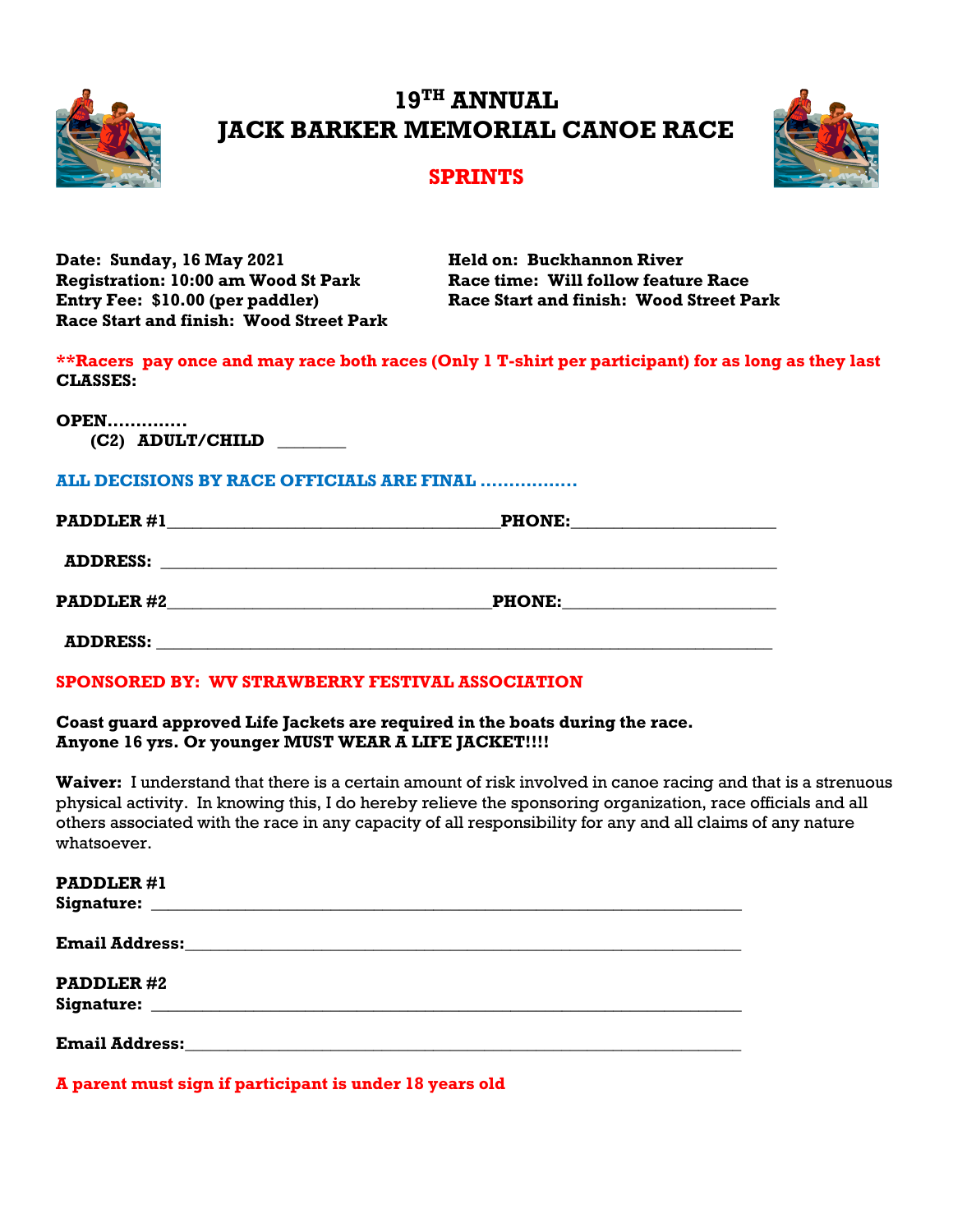# 19TH ANNUAL JACK BARKER MEMORIAL CANOE RACE

## SPRINTS

**Date: Sunday, 16 May 2021**
**Registration: 10:00 am Wood St Park**
**Entry Fee: $10.00 (per paddler)**
**Race Start and finish: Wood Street Park**

**Held on: Buckhannon River**
**Race time: Will follow feature Race**
**Race Start and finish: Wood Street Park**

****Racers pay once and may race both races (Only 1 T-shirt per participant) for as long as they last**
**CLASSES:**

**OPEN.............**
**(C2) ADULT/CHILD** ________

**ALL DECISIONS BY RACE OFFICIALS ARE FINAL .................**

**PADDLER #1**______________________________________**PHONE:**_______________________

**ADDRESS:** ______________________________________________________________________

**PADDLER #2**_____________________________________**PHONE:**________________________

**ADDRESS:** ______________________________________________________________________

**SPONSORED BY: WV STRAWBERRY FESTIVAL ASSOCIATION**

**Coast guard approved Life Jackets are required in the boats during the race.**
**Anyone 16 yrs. Or younger MUST WEAR A LIFE JACKET!!!!**

**Waiver:** I understand that there is a certain amount of risk involved in canoe racing and that is a strenuous physical activity. In knowing this, I do hereby relieve the sponsoring organization, race officials and all others associated with the race in any capacity of all responsibility for any and all claims of any nature whatsoever.

**PADDLER #1**
**Signature:** _________________________________________________________________

**Email Address:**_____________________________________________________________

**PADDLER #2**
**Signature:** _________________________________________________________________

**Email Address:**_____________________________________________________________

**A parent must sign if participant is under 18 years old**